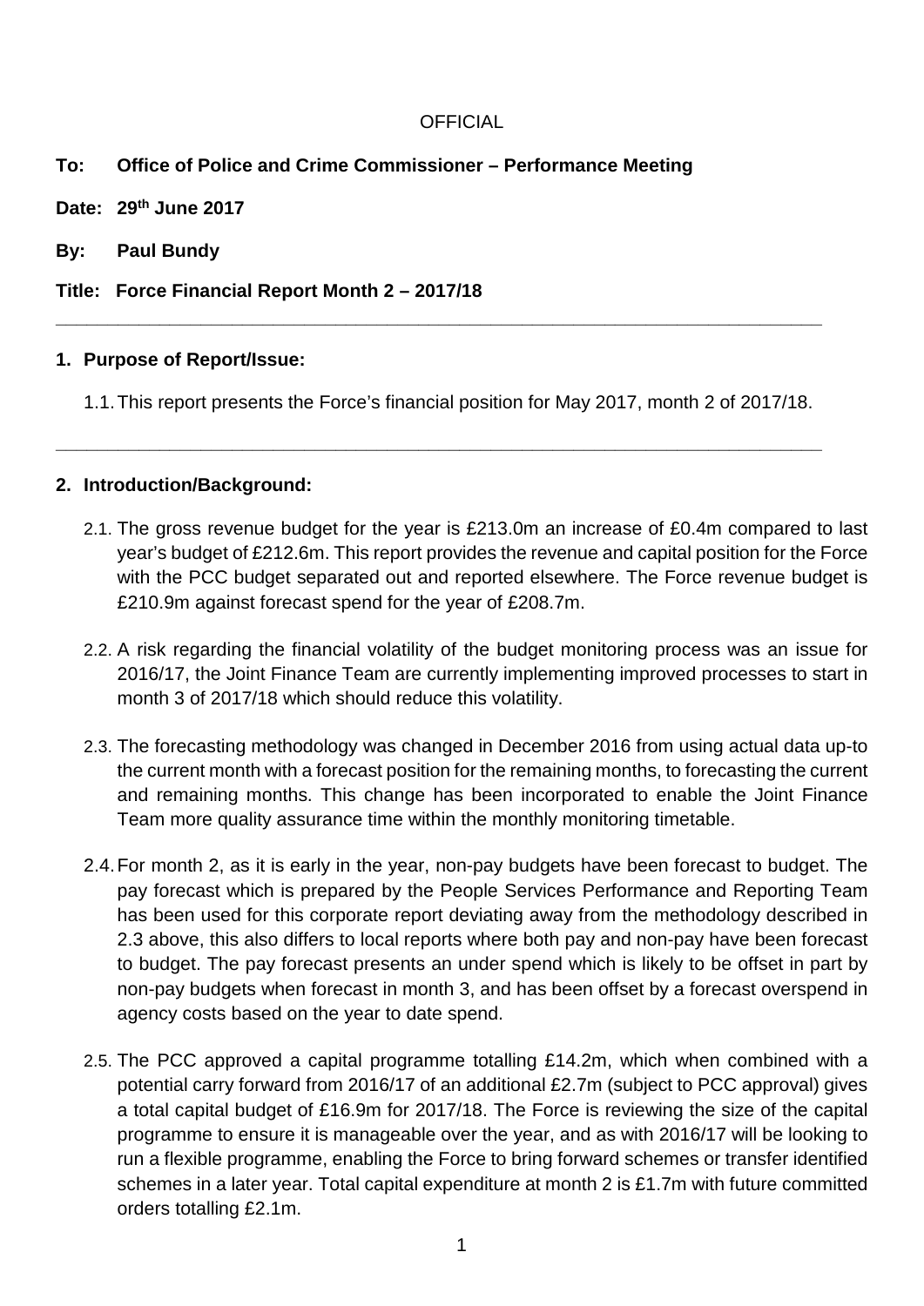OFFICIAL

**To: Office of Police and Crime Commissioner – Performance Meeting**

**Date: 29th June 2017**

**By: Paul Bundy**

**Title: Force Financial Report Month 2 – 2017/18**

---

## 1. Purpose of Report/Issue:

1.1. This report presents the Force's financial position for May 2017, month 2 of 2017/18.

---

## 2. Introduction/Background:

2.1. The gross revenue budget for the year is £213.0m an increase of £0.4m compared to last year's budget of £212.6m. This report provides the revenue and capital position for the Force with the PCC budget separated out and reported elsewhere. The Force revenue budget is £210.9m against forecast spend for the year of £208.7m.

2.2. A risk regarding the financial volatility of the budget monitoring process was an issue for 2016/17, the Joint Finance Team are currently implementing improved processes to start in month 3 of 2017/18 which should reduce this volatility.

2.3. The forecasting methodology was changed in December 2016 from using actual data up-to the current month with a forecast position for the remaining months, to forecasting the current and remaining months. This change has been incorporated to enable the Joint Finance Team more quality assurance time within the monthly monitoring timetable.

2.4. For month 2, as it is early in the year, non-pay budgets have been forecast to budget. The pay forecast which is prepared by the People Services Performance and Reporting Team has been used for this corporate report deviating away from the methodology described in 2.3 above, this also differs to local reports where both pay and non-pay have been forecast to budget. The pay forecast presents an under spend which is likely to be offset in part by non-pay budgets when forecast in month 3, and has been offset by a forecast overspend in agency costs based on the year to date spend.

2.5. The PCC approved a capital programme totalling £14.2m, which when combined with a potential carry forward from 2016/17 of an additional £2.7m (subject to PCC approval) gives a total capital budget of £16.9m for 2017/18. The Force is reviewing the size of the capital programme to ensure it is manageable over the year, and as with 2016/17 will be looking to run a flexible programme, enabling the Force to bring forward schemes or transfer identified schemes in a later year. Total capital expenditure at month 2 is £1.7m with future committed orders totalling £2.1m.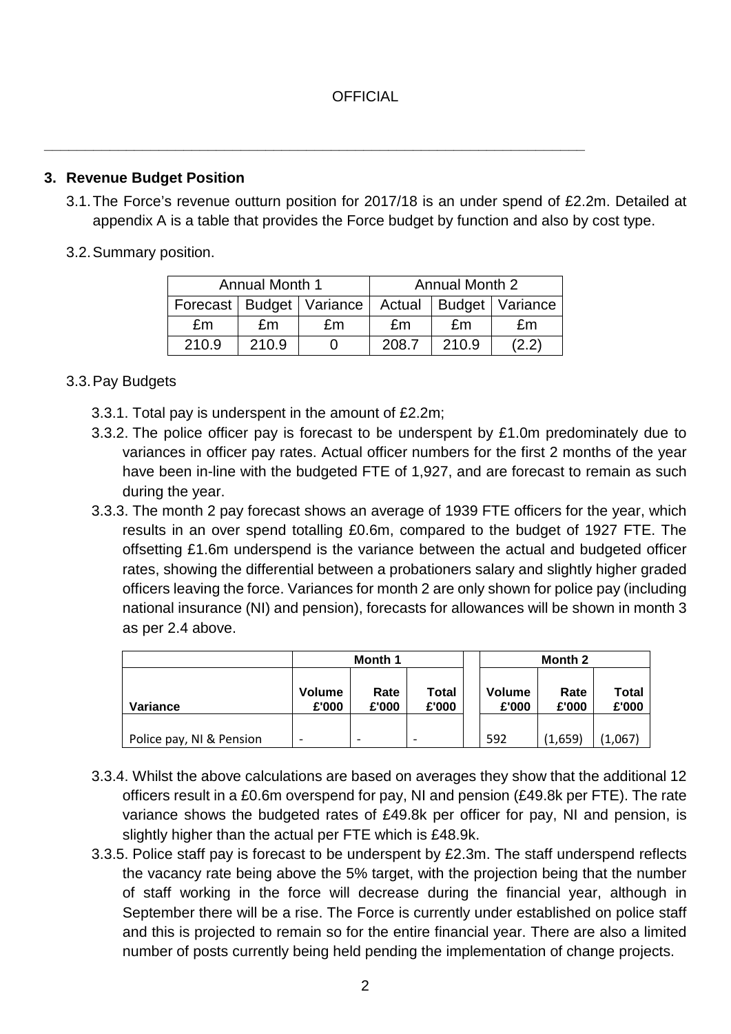## 3. Revenue Budget Position

3.1. The Force's revenue outturn position for 2017/18 is an under spend of £2.2m. Detailed at appendix A is a table that provides the Force budget by function and also by cost type.

3.2. Summary position.

| Annual Month 1 | | | Annual Month 2 | | |
|---|---|---|---|---|---|
| Forecast | Budget | Variance | Actual | Budget | Variance |
| £m | £m | £m | £m | £m | £m |
| 210.9 | 210.9 | 0 | 208.7 | 210.9 | (2.2) |

3.3. Pay Budgets

3.3.1. Total pay is underspent in the amount of £2.2m;

3.3.2. The police officer pay is forecast to be underspent by £1.0m predominately due to variances in officer pay rates. Actual officer numbers for the first 2 months of the year have been in-line with the budgeted FTE of 1,927, and are forecast to remain as such during the year.

3.3.3. The month 2 pay forecast shows an average of 1939 FTE officers for the year, which results in an over spend totalling £0.6m, compared to the budget of 1927 FTE. The offsetting £1.6m underspend is the variance between the actual and budgeted officer rates, showing the differential between a probationers salary and slightly higher graded officers leaving the force. Variances for month 2 are only shown for police pay (including national insurance (NI) and pension), forecasts for allowances will be shown in month 3 as per 2.4 above.

| | Month 1 | | | | Month 2 | | |
|---|---|---|---|---|---|---|---|
| Variance | Volume £'000 | Rate £'000 | Total £'000 | | Volume £'000 | Rate £'000 | Total £'000 |
| Police pay, NI & Pension | - | - | - | | 592 | (1,659) | (1,067) |

3.3.4. Whilst the above calculations are based on averages they show that the additional 12 officers result in a £0.6m overspend for pay, NI and pension (£49.8k per FTE). The rate variance shows the budgeted rates of £49.8k per officer for pay, NI and pension, is slightly higher than the actual per FTE which is £48.9k.

3.3.5. Police staff pay is forecast to be underspent by £2.3m. The staff underspend reflects the vacancy rate being above the 5% target, with the projection being that the number of staff working in the force will decrease during the financial year, although in September there will be a rise. The Force is currently under established on police staff and this is projected to remain so for the entire financial year. There are also a limited number of posts currently being held pending the implementation of change projects.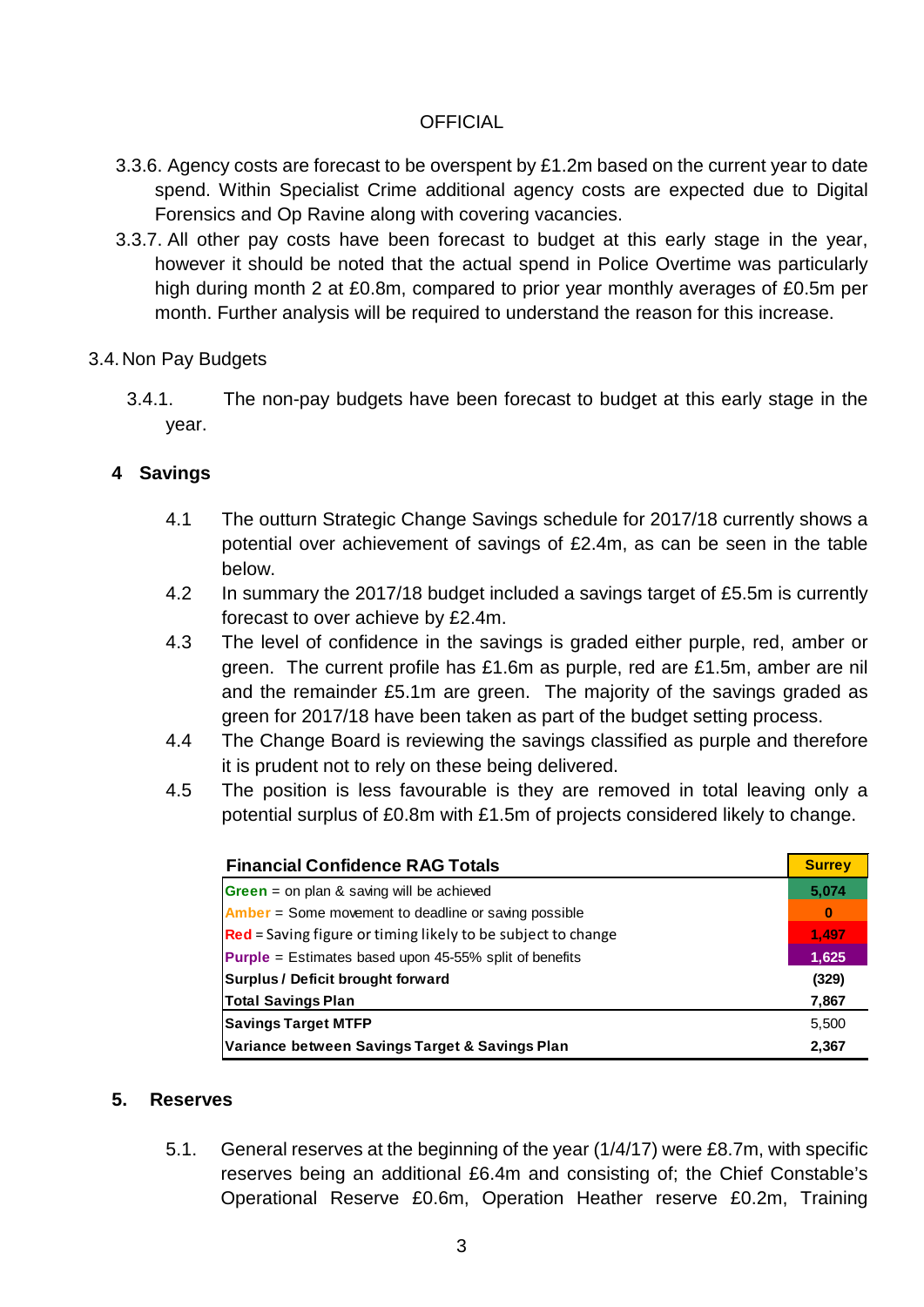OFFICIAL

3.3.6. Agency costs are forecast to be overspent by £1.2m based on the current year to date spend. Within Specialist Crime additional agency costs are expected due to Digital Forensics and Op Ravine along with covering vacancies.

3.3.7. All other pay costs have been forecast to budget at this early stage in the year, however it should be noted that the actual spend in Police Overtime was particularly high during month 2 at £0.8m, compared to prior year monthly averages of £0.5m per month. Further analysis will be required to understand the reason for this increase.

3.4. Non Pay Budgets

3.4.1. The non-pay budgets have been forecast to budget at this early stage in the year.

## 4 Savings

4.1 The outturn Strategic Change Savings schedule for 2017/18 currently shows a potential over achievement of savings of £2.4m, as can be seen in the table below.

4.2 In summary the 2017/18 budget included a savings target of £5.5m is currently forecast to over achieve by £2.4m.

4.3 The level of confidence in the savings is graded either purple, red, amber or green. The current profile has £1.6m as purple, red are £1.5m, amber are nil and the remainder £5.1m are green. The majority of the savings graded as green for 2017/18 have been taken as part of the budget setting process.

4.4 The Change Board is reviewing the savings classified as purple and therefore it is prudent not to rely on these being delivered.

4.5 The position is less favourable is they are removed in total leaving only a potential surplus of £0.8m with £1.5m of projects considered likely to change.

| Financial Confidence RAG Totals | Surrey |
|---|---|
| **Green** = on plan & saving will be achieved | 5,074 |
| **Amber** = Some movement to deadline or saving possible | 0 |
| **Red** = Saving figure or timing likely to be subject to change | 1,497 |
| **Purple** = Estimates based upon 45-55% split of benefits | 1,625 |
| **Surplus / Deficit brought forward** | (329) |
| **Total Savings Plan** | 7,867 |
| **Savings Target MTFP** | 5,500 |
| **Variance between Savings Target & Savings Plan** | 2,367 |

## 5. Reserves

5.1. General reserves at the beginning of the year (1/4/17) were £8.7m, with specific reserves being an additional £6.4m and consisting of; the Chief Constable's Operational Reserve £0.6m, Operation Heather reserve £0.2m, Training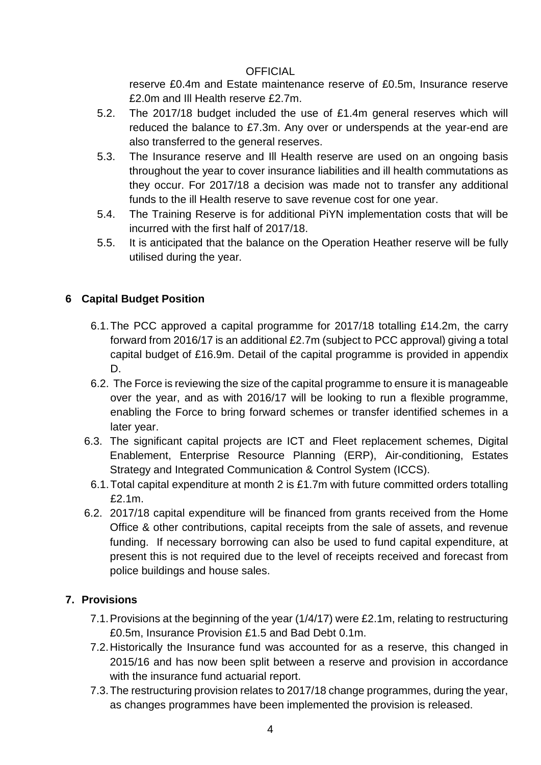reserve £0.4m and Estate maintenance reserve of £0.5m, Insurance reserve £2.0m and Ill Health reserve £2.7m.

5.2. The 2017/18 budget included the use of £1.4m general reserves which will reduced the balance to £7.3m. Any over or underspends at the year-end are also transferred to the general reserves.

5.3. The Insurance reserve and Ill Health reserve are used on an ongoing basis throughout the year to cover insurance liabilities and ill health commutations as they occur. For 2017/18 a decision was made not to transfer any additional funds to the ill Health reserve to save revenue cost for one year.

5.4. The Training Reserve is for additional PiYN implementation costs that will be incurred with the first half of 2017/18.

5.5. It is anticipated that the balance on the Operation Heather reserve will be fully utilised during the year.

## 6 Capital Budget Position

6.1. The PCC approved a capital programme for 2017/18 totalling £14.2m, the carry forward from 2016/17 is an additional £2.7m (subject to PCC approval) giving a total capital budget of £16.9m. Detail of the capital programme is provided in appendix D.

6.2. The Force is reviewing the size of the capital programme to ensure it is manageable over the year, and as with 2016/17 will be looking to run a flexible programme, enabling the Force to bring forward schemes or transfer identified schemes in a later year.

6.3. The significant capital projects are ICT and Fleet replacement schemes, Digital Enablement, Enterprise Resource Planning (ERP), Air-conditioning, Estates Strategy and Integrated Communication & Control System (ICCS).

6.1. Total capital expenditure at month 2 is £1.7m with future committed orders totalling £2.1m.

6.2. 2017/18 capital expenditure will be financed from grants received from the Home Office & other contributions, capital receipts from the sale of assets, and revenue funding. If necessary borrowing can also be used to fund capital expenditure, at present this is not required due to the level of receipts received and forecast from police buildings and house sales.

## 7. Provisions

7.1. Provisions at the beginning of the year (1/4/17) were £2.1m, relating to restructuring £0.5m, Insurance Provision £1.5 and Bad Debt 0.1m.

7.2. Historically the Insurance fund was accounted for as a reserve, this changed in 2015/16 and has now been split between a reserve and provision in accordance with the insurance fund actuarial report.

7.3. The restructuring provision relates to 2017/18 change programmes, during the year, as changes programmes have been implemented the provision is released.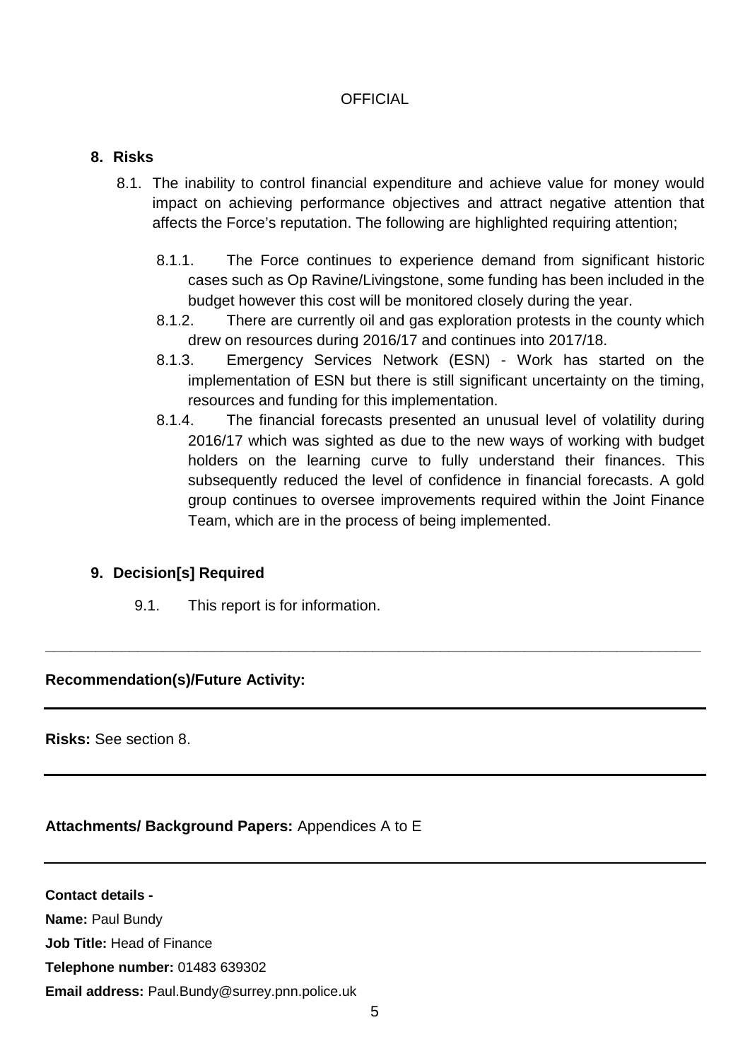## 8. Risks

8.1. The inability to control financial expenditure and achieve value for money would impact on achieving performance objectives and attract negative attention that affects the Force's reputation. The following are highlighted requiring attention;

8.1.1. The Force continues to experience demand from significant historic cases such as Op Ravine/Livingstone, some funding has been included in the budget however this cost will be monitored closely during the year.

8.1.2. There are currently oil and gas exploration protests in the county which drew on resources during 2016/17 and continues into 2017/18.

8.1.3. Emergency Services Network (ESN) - Work has started on the implementation of ESN but there is still significant uncertainty on the timing, resources and funding for this implementation.

8.1.4. The financial forecasts presented an unusual level of volatility during 2016/17 which was sighted as due to the new ways of working with budget holders on the learning curve to fully understand their finances. This subsequently reduced the level of confidence in financial forecasts. A gold group continues to oversee improvements required within the Joint Finance Team, which are in the process of being implemented.

## 9. Decision[s] Required

9.1. This report is for information.

---

**Recommendation(s)/Future Activity:**

---

**Risks:** See section 8.

---

**Attachments/ Background Papers:** Appendices A to E

---

**Contact details -**

**Name:** Paul Bundy

**Job Title:** Head of Finance

**Telephone number:** 01483 639302

**Email address:** Paul.Bundy@surrey.pnn.police.uk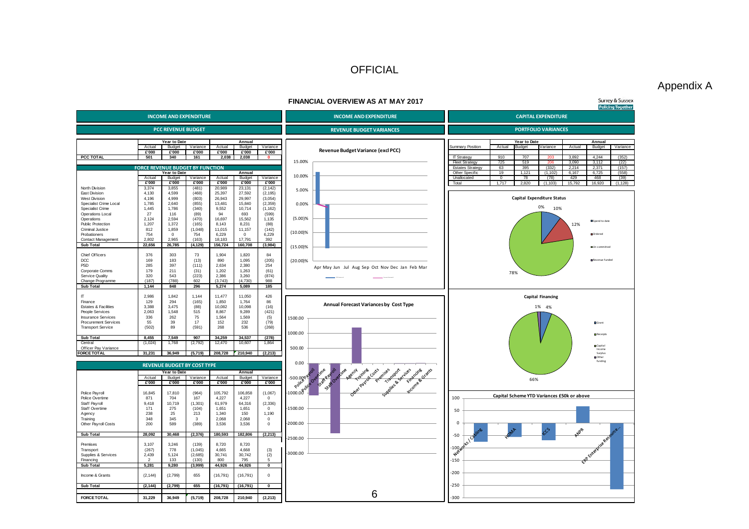OFFICIAL

Appendix A

# FINANCIAL OVERVIEW AS AT MAY 2017

Surrey & Sussex Policing Together

## INCOME AND EXPENDITURE

### PCC REVENUE BUDGET

| | Year to Date | | | Annual | | |
|---|---|---|---|---|---|---|
| | Actual | Budget | Variance | Actual | Budget | Variance |
| | £'000 | £'000 | £'000 | £'000 | £'000 | £'000 |
| PCC TOTAL | 501 | 340 | 161 | 2,038 | 2,038 | 0 |

### FORCE REVENUE BUDGET BY FUNCTION

| | Year to Date | | | Annual | | |
|---|---|---|---|---|---|---|
| | Actual | Budget | Variance | Actual | Budget | Variance |
| | £'000 | £'000 | £'000 | £'000 | £'000 | £'000 |
| North Division | 3,374 | 3,855 | (481) | 20,989 | 23,131 | (2,142) |
| East Division | 4,130 | 4,599 | (468) | 25,397 | 27,592 | (2,195) |
| West Division | 4,196 | 4,999 | (803) | 26,943 | 29,997 | (3,054) |
| Specialist Crime Local | 1,785 | 2,640 | (855) | 13,481 | 15,840 | (2,359) |
| Specialist Crime | 1,445 | 1,786 | (340) | 9,552 | 10,714 | (1,162) |
| Operations Local | 27 | 116 | (89) | 94 | 693 | (599) |
| Operations | 2,124 | 2,594 | (470) | 16,697 | 15,562 | 1,135 |
| Public Protection | 1,207 | 1,372 | (165) | 8,143 | 8,231 | (88) |
| Criminal Justice | 812 | 1,859 | (1,048) | 11,015 | 11,157 | (142) |
| Probationers | 754 | 0 | 754 | 6,229 | 0 | 6,229 |
| Contact Management | 2,802 | 2,965 | (163) | 18,183 | 17,791 | 392 |
| **Sub Total** | **22,656** | **26,785** | **(4,129)** | **156,724** | **160,708** | **(3,984)** |
| Chief Officers | 376 | 303 | 73 | 1,904 | 1,820 | 84 |
| DCC | 169 | 183 | (13) | 890 | 1,095 | (205) |
| PSD | 285 | 397 | (111) | 2,634 | 2,380 | 254 |
| Corporate Comms | 179 | 211 | (31) | 1,202 | 1,263 | (61) |
| Service Quality | 320 | 543 | (223) | 2,386 | 3,260 | (874) |
| Change Programme | (187) | (788) | 602 | (3,743) | (4,730) | 988 |
| **Sub Total** | **1,144** | **848** | **296** | **5,274** | **5,089** | **185** |
| IT | 2,986 | 1,842 | 1,144 | 11,477 | 11,050 | 426 |
| Finance | 129 | 294 | (165) | 1,850 | 1,764 | 86 |
| Estates & Facilities | 3,388 | 3,475 | (88) | 10,082 | 10,098 | (16) |
| People Services | 2,063 | 1,548 | 515 | 8,867 | 9,289 | (421) |
| Insurance Services | 336 | 262 | 75 | 1,564 | 1,569 | (5) |
| Procurement Services | 55 | 39 | 17 | 152 | 232 | (79) |
| Transport Service | (502) | 89 | (591) | 268 | 536 | (268) |
| **Sub Total** | **8,455** | **7,549** | **907** | **34,259** | **34,537** | **(278)** |
| Central | (1,024) | 1,768 | (2,792) | 12,470 | 10,607 | 1,864 |
| Officer Pay Variance | | | | | | |
| **FORCE TOTAL** | **31,231** | **36,949** | **(5,719)** | **208,728** | **210,940** | **(2,213)** |

### REVENUE BUDGET BY COST TYPE

| | Year to Date | | | Annual | | |
|---|---|---|---|---|---|---|
| | Actual | Budget | Variance | Actual | Budget | Variance |
| | £'000 | £'000 | £'000 | £'000 | £'000 | £'000 |
| Police Payroll | 16,845 | 17,810 | (964) | 105,792 | 106,858 | (1,067) |
| Police Overtime | 871 | 704 | 167 | 4,227 | 4,227 | 0 |
| Staff Payroll | 9,418 | 10,719 | (1,301) | 61,979 | 64,316 | (2,336) |
| Staff Overtime | 171 | 275 | (104) | 1,651 | 1,651 | 0 |
| Agency | 238 | 25 | 213 | 1,340 | 150 | 1,190 |
| Training | 348 | 345 | 3 | 2,068 | 2,068 | 0 |
| Other Payroll Costs | 200 | 589 | (389) | 3,536 | 3,536 | 0 |
| **Sub Total** | **28,092** | **30,468** | **(2,376)** | **180,593** | **182,806** | **(2,213)** |
| Premises | 3,107 | 3,246 | (139) | 8,720 | 8,720 | |
| Transport | (267) | 778 | (1,045) | 4,665 | 4,668 | (3) |
| Supplies & Services | 2,439 | 5,124 | (2,685) | 30,741 | 30,742 | (2) |
| Financing | 2 | 133 | (130) | 800 | 795 | 5 |
| **Sub Total** | **5,281** | **9,280** | **(3,999)** | **44,926** | **44,926** | **0** |
| Income & Grants | (2,144) | (2,799) | 655 | (16,791) | (16,791) | 0 |
| **Sub Total** | **(2,144)** | **(2,799)** | **655** | **(16,791)** | **(16,791)** | **0** |
| **FORCE TOTAL** | **31,229** | **36,949** | **(5,719)** | **208,728** | **210,940** | **(2,213)** |

## INCOME AND EXPENDITURE

### REVENUE BUDGET VARIANCES

Revenue Budget Variance (excl PCC)

Annual Forecast Variances by Cost Type

## CAPITAL EXPENDITURE

### PORTFOLIO VARIANCES

| Summary Position | Year to Date | | | Annual | | |
|---|---|---|---|---|---|---|
| | Actual | Budget | Variance | Actual | Budget | Variance |
| IT Strategy | 910 | 707 | 203 | 3,892 | 4,244 | (352) |
| Fleet Strategy | 725 | 519 | 206 | 3,090 | 3,112 | (22) |
| Estates Strategy | 63 | 395 | (332) | 2,214 | 2,371 | (157) |
| Other Specific | 19 | 1,121 | (1,102) | 6,167 | 6,725 | (558) |
| Unallocated | 0 | 78 | (78) | 429 | 468 | (39) |
| Total | 1,717 | 2,820 | (1,103) | 15,792 | 16,920 | (1,128) |

Capital Expenditure Status

Capital Financing

Capital Scheme YTD Variances £50k or above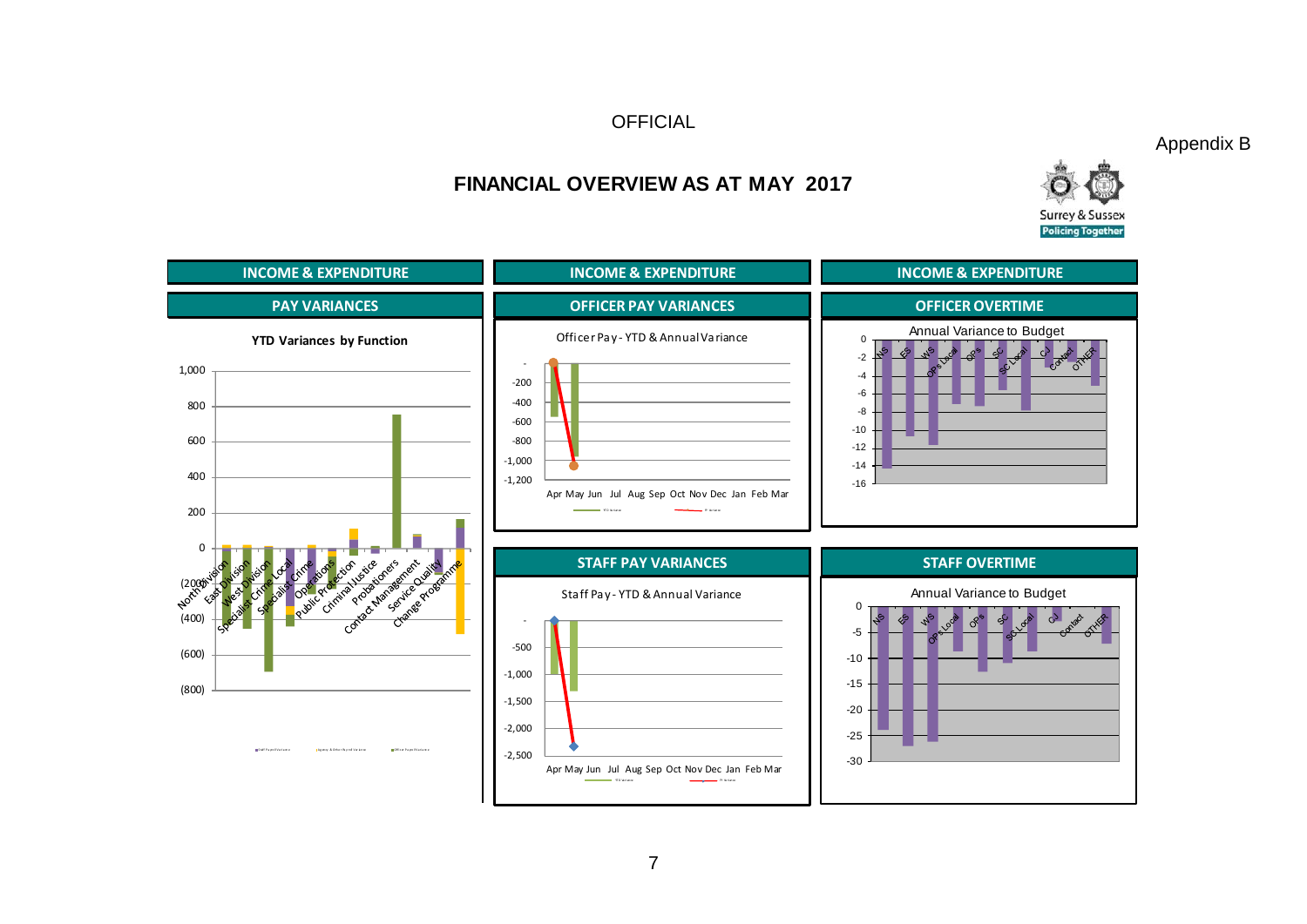OFFICIAL

Appendix B

# FINANCIAL OVERVIEW AS AT MAY 2017

Surrey & Sussex
Policing Together

## INCOME & EXPENDITURE

### PAY VARIANCES

YTD Variances by Function

1,000
800
600
400
200
0
(200)
(400)
(600)
(800)

North Division, East Division, West Division, Specialist Crime Local, Specialist Crime, Operations, Public Protection, Criminal Justice, Probationers, Contact Management, Service Quality, Change Programme

## INCOME & EXPENDITURE

### OFFICER PAY VARIANCES

Officer Pay - YTD & Annual Variance

-
-200
-400
-600
-800
-1,000
-1,200

Apr May Jun Jul Aug Sep Oct Nov Dec Jan Feb Mar

### STAFF PAY VARIANCES

Staff Pay - YTD & Annual Variance

-
-500
-1,000
-1,500
-2,000
-2,500

Apr May Jun Jul Aug Sep Oct Nov Dec Jan Feb Mar

## INCOME & EXPENDITURE

### OFFICER OVERTIME

Annual Variance to Budget

0
-2
-4
-6
-8
-10
-12
-14
-16

NS, ES, WS, OPs Local, OPs, SC, SC Local, CJ, Contact, OTHER

### STAFF OVERTIME

Annual Variance to Budget

0
-5
-10
-15
-20
-25
-30

NS, ES, WS, OPs Local, OPs, SC, SC Local, CJ, Contact, OTHER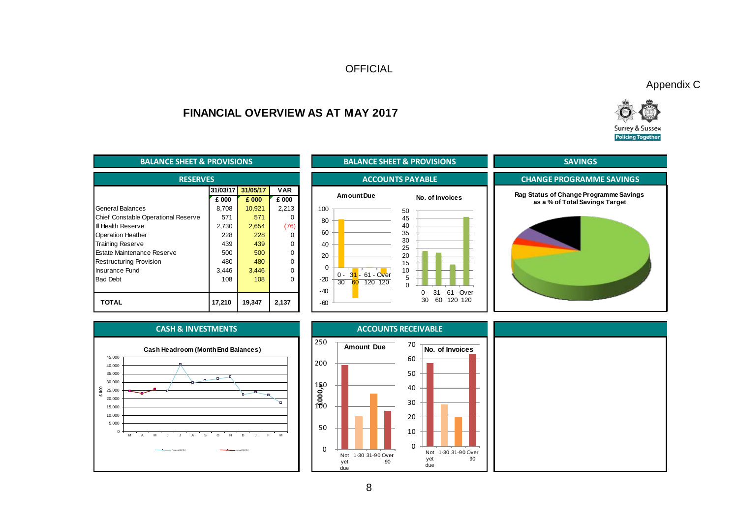OFFICIAL

Appendix C

# FINANCIAL OVERVIEW AS AT MAY 2017

Surrey & Sussex Policing Together

## BALANCE SHEET & PROVISIONS

### RESERVES

| | 31/03/17 | 31/05/17 | VAR |
|---|---|---|---|
| | £ 000 | £ 000 | £ 000 |
| General Balances | 8,708 | 10,921 | 2,213 |
| Chief Constable Operational Reserve | 571 | 571 | 0 |
| Ill Health Reserve | 2,730 | 2,654 | (76) |
| Operation Heather | 228 | 228 | 0 |
| Training Reserve | 439 | 439 | 0 |
| Estate Maintenance Reserve | 500 | 500 | 0 |
| Restructuring Provision | 480 | 480 | 0 |
| Insurance Fund | 3,446 | 3,446 | 0 |
| Bad Debt | 108 | 108 | 0 |
| **TOTAL** | **17,210** | **19,347** | **2,137** |

## BALANCE SHEET & PROVISIONS

### ACCOUNTS PAYABLE

Amount Due

No. of Invoices

## SAVINGS

### CHANGE PROGRAMME SAVINGS

Rag Status of Change Programme Savings as a % of Total Savings Target

## CASH & INVESTMENTS

Cash Headroom (Month End Balances)

## ACCOUNTS RECEIVABLE

Amount Due

No. of Invoices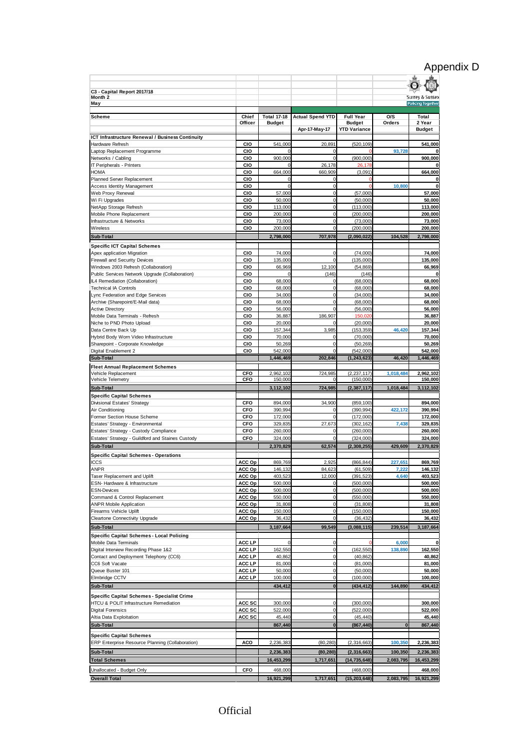# Appendix D

**C3 - Capital Report 2017/18**
**Month 2**
**May**

Surrey & Sussex
Policing Together

| Scheme | Chief Officer | Total 17-18 Budget | Actual Spend YTD Apr-17-May-17 | Full Year Budget YTD Variance | O/S Orders | Total 2 Year Budget |
|---|---|---|---|---|---|---|
| **ICT Infrastructure Renewal / Business Continuity** | | | | | | |
| Hardware Refresh | CIO | 541,000 | 20,891 | (520,109) | | 541,000 |
| Laptop Replacement Programme | CIO | 0 | 0 | 0 | 93,728 | 0 |
| Networks / Cabling | CIO | 900,000 | 0 | (900,000) | | 900,000 |
| IT Peripherals - Printers | CIO | 0 | 26,178 | 26,178 | | 0 |
| HOMA | CIO | 664,000 | 660,909 | (3,091) | | 664,000 |
| Planned Server Replacement | CIO | 0 | 0 | 0 | | 0 |
| Access Identity Management | CIO | 0 | 0 | 0 | 10,800 | 0 |
| Web Proxy Renewal | CIO | 57,000 | 0 | (57,000) | | 57,000 |
| Wi Fi Upgrades | CIO | 50,000 | 0 | (50,000) | | 50,000 |
| NetApp Storage Refresh | CIO | 113,000 | 0 | (113,000) | | 113,000 |
| Mobile Phone Replacement | CIO | 200,000 | 0 | (200,000) | | 200,000 |
| Infrastructure & Networks | CIO | 73,000 | 0 | (73,000) | | 73,000 |
| Wireless | CIO | 200,000 | 0 | (200,000) | | 200,000 |
| **Sub-Total** | | **2,798,000** | **707,978** | **(2,090,022)** | **104,528** | **2,798,000** |
| **Specific ICT Capital Schemes** | | | | | | |
| Apex application Migration | CIO | 74,000 | 0 | (74,000) | | 74,000 |
| Firewall and Security Devices | CIO | 135,000 | 0 | (135,000) | | 135,000 |
| Windows 2003 Refresh (Collaboration) | CIO | 66,969 | 12,100 | (54,869) | | 66,969 |
| Public Services Network Upgrade (Collaboration) | CIO | 0 | (146) | (146) | | 0 |
| IL4 Remediation (Collaboration) | CIO | 68,000 | 0 | (68,000) | | 68,000 |
| Technical IA Controls | CIO | 68,000 | 0 | (68,000) | | 68,000 |
| Lync Federation and Edge Services | CIO | 34,000 | 0 | (34,000) | | 34,000 |
| Archive (Sharepoint/E-Mail data) | CIO | 68,000 | 0 | (68,000) | | 68,000 |
| Active Directory | CIO | 56,000 | 0 | (56,000) | | 56,000 |
| Mobile Data Terminals - Refresh | CIO | 36,887 | 186,907 | 150,020 | | 36,887 |
| Niche to PND Photo Upload | CIO | 20,000 | 0 | (20,000) | | 20,000 |
| Data Centre Back Up | CIO | 157,344 | 3,985 | (153,359) | 46,420 | 157,344 |
| Hybrid Body Worn Video Infrastructure | CIO | 70,000 | 0 | (70,000) | | 70,000 |
| Sharepoint - Corporate Knowledge | CIO | 50,269 | 0 | (50,269) | | 50,269 |
| Digital Enablement 2 | CIO | 542,000 | 0 | (542,000) | | 542,000 |
| **Sub-Total** | | **1,446,469** | **202,846** | **(1,243,623)** | **46,420** | **1,446,469** |
| **Fleet Annual Replacement Schemes** | | | | | | |
| Vehicle Replacement | CFO | 2,962,102 | 724,985 | (2,237,117) | 1,018,484 | 2,962,102 |
| Vehicle Telemetry | CFO | 150,000 | 0 | (150,000) | | 150,000 |
| **Sub-Total** | | **3,112,102** | **724,985** | **(2,387,117)** | **1,018,484** | **3,112,102** |
| **Specific Capital Schemes** | | | | | | |
| Divisional Estates' Strategy | CFO | 894,000 | 34,900 | (859,100) | | 894,000 |
| Air Conditioning | CFO | 390,994 | 0 | (390,994) | 422,172 | 390,994 |
| Former Section House Scheme | CFO | 172,000 | 0 | (172,000) | | 172,000 |
| Estates' Strategy - Environmental | CFO | 329,835 | 27,673 | (302,162) | 7,438 | 329,835 |
| Estates' Strategy - Custody Compliance | CFO | 260,000 | 0 | (260,000) | | 260,000 |
| Estates' Strategy - Guildford and Staines Custody | CFO | 324,000 | 0 | (324,000) | | 324,000 |
| **Sub-Total** | | **2,370,829** | **62,574** | **(2,308,255)** | **429,609** | **2,370,829** |
| **Specific Capital Schemes - Operations** | | | | | | |
| ICCS | ACC Op | 869,769 | 2,925 | (866,844) | 227,651 | 869,769 |
| ANPR | ACC Op | 146,132 | 84,623 | (61,509) | 7,222 | 146,132 |
| Taser Replacement and Uplift | ACC Op | 403,523 | 12,000 | (391,523) | 4,640 | 403,523 |
| ESN- Hardware & Infrastructure | ACC Op | 500,000 | 0 | (500,000) | | 500,000 |
| ESN-Devices | ACC Op | 500,000 | 0 | (500,000) | | 500,000 |
| Command & Control Replacement | ACC Op | 550,000 | 0 | (550,000) | | 550,000 |
| ANPR Mobile Application | ACC Op | 31,808 | 0 | (31,808) | | 31,808 |
| Firearms Vehicle Uplift | ACC Op | 150,000 | 0 | (150,000) | | 150,000 |
| Cleartone Connectivity Upgrade | ACC Op | 36,432 | 0 | (36,432) | | 36,432 |
| **Sub-Total** | | **3,187,664** | **99,549** | **(3,088,115)** | **239,514** | **3,187,664** |
| **Specific Capital Schemes - Local Policing** | | | | | | |
| Mobile Data Terminals | ACC LP | 0 | 0 | 0 | 6,000 | 0 |
| Digital Interview Recording Phase 1&2 | ACC LP | 162,550 | 0 | (162,550) | 138,890 | 162,550 |
| Contact and Deployment Telephony (CC6) | ACC LP | 40,862 | 0 | (40,862) | | 40,862 |
| CC6 Soft Vacate | ACC LP | 81,000 | 0 | (81,000) | | 81,000 |
| Queue Buster 101 | ACC LP | 50,000 | 0 | (50,000) | | 50,000 |
| Elmbridge CCTV | ACC LP | 100,000 | 0 | (100,000) | | 100,000 |
| **Sub-Total** | | **434,412** | **0** | **(434,412)** | **144,890** | **434,412** |
| **Specific Capital Schemes - Specialist Crime** | | | | | | |
| HTCU & POLIT Infrastructure Remediation | ACC SC | 300,000 | 0 | (300,000) | | 300,000 |
| Digital Forensics | ACC SC | 522,000 | 0 | (522,000) | | 522,000 |
| Altia Data Exploitation | ACC SC | 45,440 | 0 | (45,440) | | 45,440 |
| **Sub-Total** | | **867,440** | **0** | **(867,440)** | **0** | **867,440** |
| **Specific Capital Schemes** | | | | | | |
| ERP Enterprise Resource Planning (Collaboration) | ACO | 2,236,383 | (80,280) | (2,316,663) | 100,350 | 2,236,383 |
| **Sub-Total** | | **2,236,383** | **(80,280)** | **(2,316,663)** | **100,350** | **2,236,383** |
| **Total Schemes** | | **16,453,299** | **1,717,651** | **(14,735,648)** | **2,083,795** | **16,453,299** |
| Unallocated - Budget Only | CFO | 468,000 | | (468,000) | | 468,000 |
| **Overall Total** | | **16,921,299** | **1,717,651** | **(15,203,648)** | **2,083,795** | **16,921,299** |

Official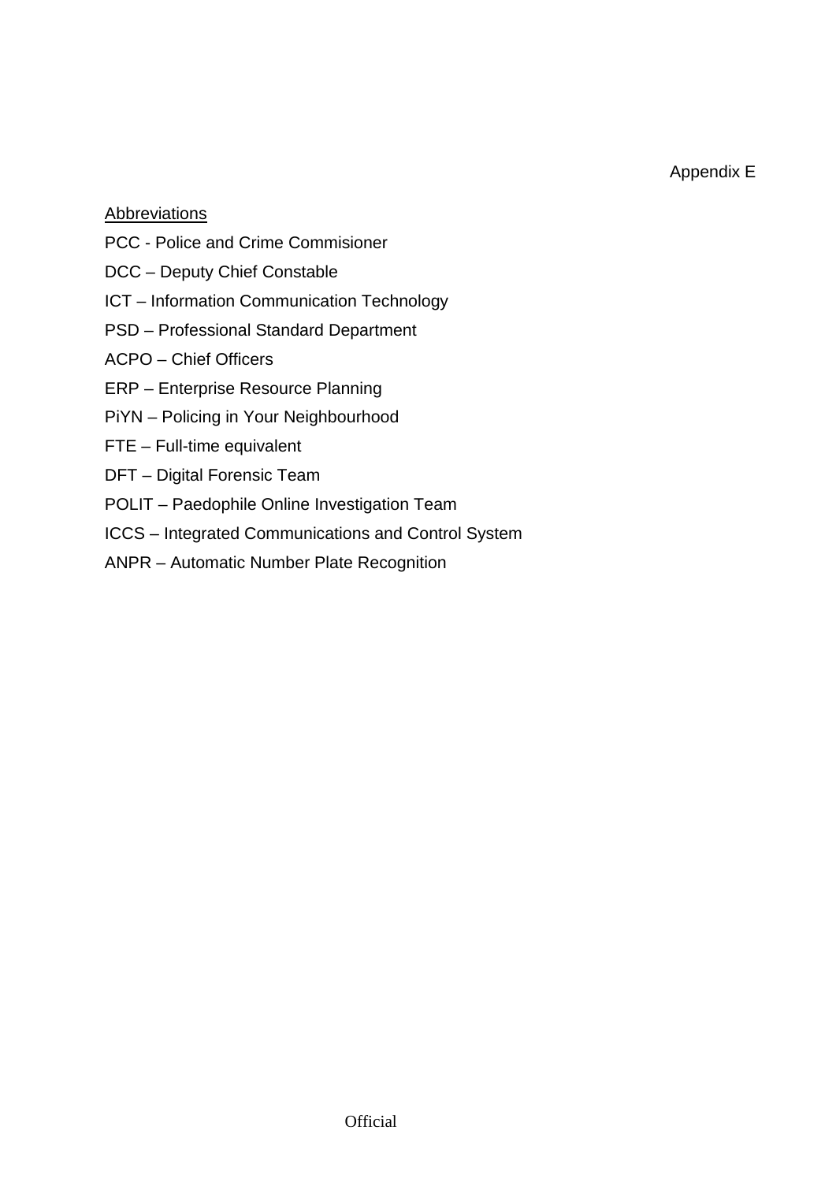Appendix E

Abbreviations

PCC - Police and Crime Commisioner

DCC – Deputy Chief Constable

ICT – Information Communication Technology

PSD – Professional Standard Department

ACPO – Chief Officers

ERP – Enterprise Resource Planning

PiYN – Policing in Your Neighbourhood

FTE – Full-time equivalent

DFT – Digital Forensic Team

POLIT – Paedophile Online Investigation Team

ICCS – Integrated Communications and Control System

ANPR – Automatic Number Plate Recognition